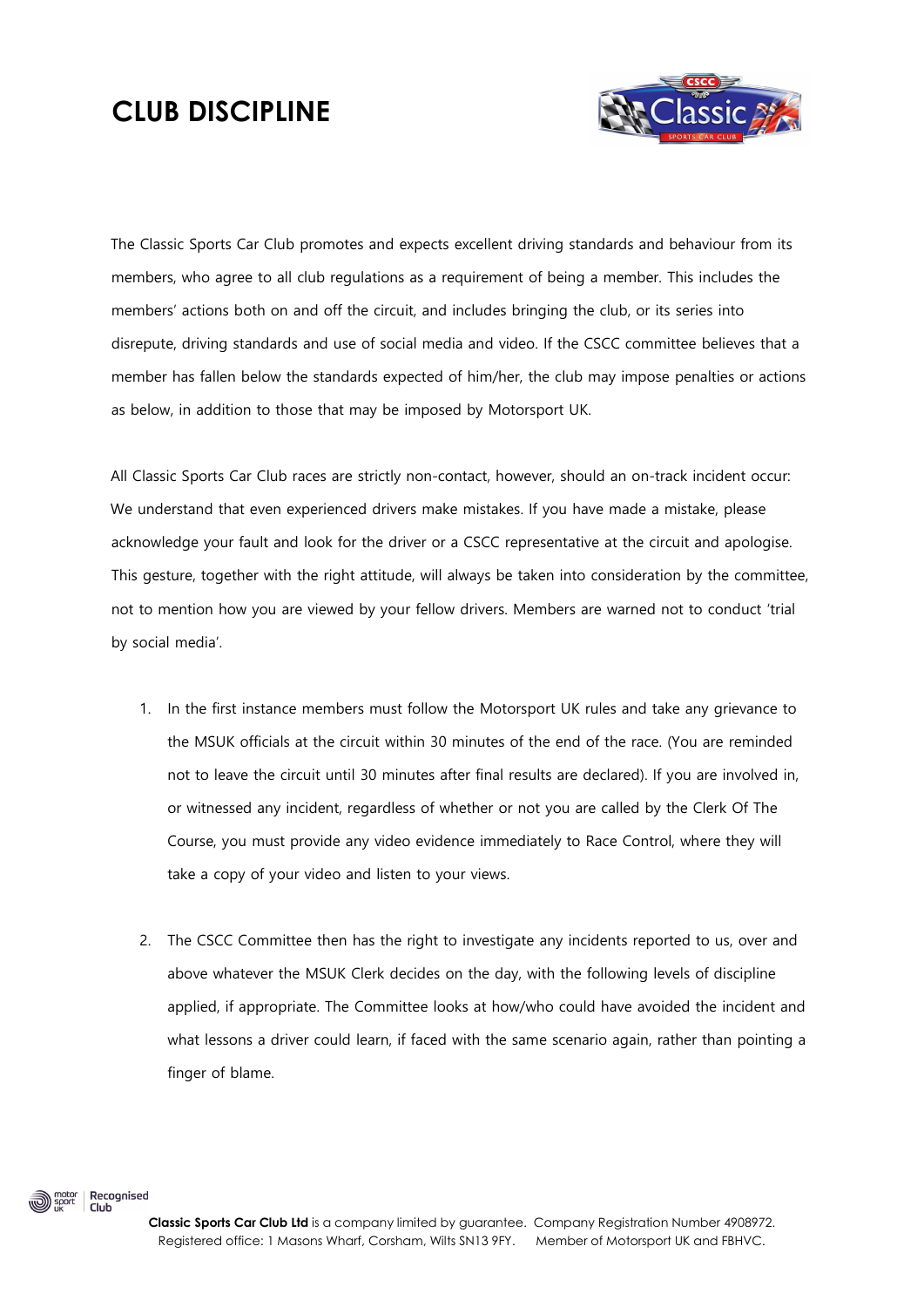# CLUB DISCIPLINE

The Classic Sports Car Club promotes and expects excellent driving standards and behaviour from its members, who agree to all club regulations as a requirement of being a member. This includes the members' actions both on and off the circuit, and includes bringing the club, or its series into disrepute, driving standards and use of social media and video. If the CSCC committee believes that a member has fallen below the standards expected of him/her, the club may impose penalties or actions as below, in addition to those that may be imposed by Motorsport UK.

All Classic Sports Car Club races are strictly non-contact, however, should an on-track incident occur: We understand that even experienced drivers make mistakes. If you have made a mistake, please acknowledge your fault and look for the driver or a CSCC representative at the circuit and apologise. This gesture, together with the right attitude, will always be taken into consideration by the committee, not to mention how you are viewed by your fellow drivers. Members are warned not to conduct 'trial by social media'.

1. In the first instance members must follow the Motorsport UK rules and take any grievance to the MSUK officials at the circuit within 30 minutes of the end of the race. (You are reminded not to leave the circuit until 30 minutes after final results are declared). If you are involved in, or witnessed any incident, regardless of whether or not you are called by the Clerk Of The Course, you must provide any video evidence immediately to Race Control, where they will take a copy of your video and listen to your views.

2. The CSCC Committee then has the right to investigate any incidents reported to us, over and above whatever the MSUK Clerk decides on the day, with the following levels of discipline applied, if appropriate. The Committee looks at how/who could have avoided the incident and what lessons a driver could learn, if faced with the same scenario again, rather than pointing a finger of blame.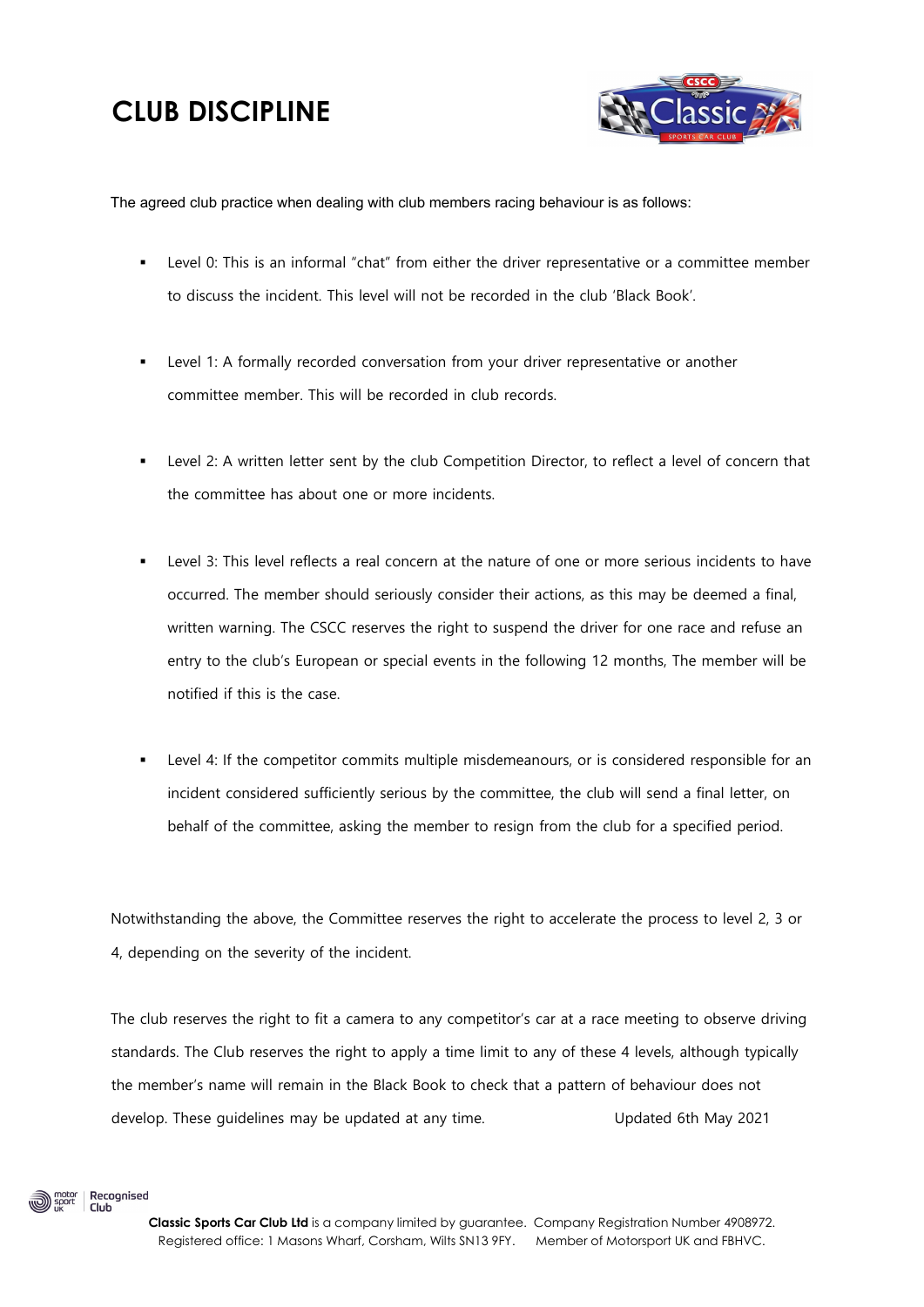# CLUB DISCIPLINE

The agreed club practice when dealing with club members racing behaviour is as follows:

- Level 0: This is an informal "chat" from either the driver representative or a committee member to discuss the incident. This level will not be recorded in the club 'Black Book'.
- Level 1: A formally recorded conversation from your driver representative or another committee member. This will be recorded in club records.
- Level 2: A written letter sent by the club Competition Director, to reflect a level of concern that the committee has about one or more incidents.
- Level 3: This level reflects a real concern at the nature of one or more serious incidents to have occurred. The member should seriously consider their actions, as this may be deemed a final, written warning. The CSCC reserves the right to suspend the driver for one race and refuse an entry to the club's European or special events in the following 12 months, The member will be notified if this is the case.
- Level 4: If the competitor commits multiple misdemeanours, or is considered responsible for an incident considered sufficiently serious by the committee, the club will send a final letter, on behalf of the committee, asking the member to resign from the club for a specified period.

Notwithstanding the above, the Committee reserves the right to accelerate the process to level 2, 3 or 4, depending on the severity of the incident.

The club reserves the right to fit a camera to any competitor's car at a race meeting to observe driving standards. The Club reserves the right to apply a time limit to any of these 4 levels, although typically the member's name will remain in the Black Book to check that a pattern of behaviour does not develop. These guidelines may be updated at any time. Updated 6th May 2021

**Classic Sports Car Club Ltd** is a company limited by guarantee. Company Registration Number 4908972. Registered office: 1 Masons Wharf, Corsham, Wilts SN13 9FY. Member of Motorsport UK and FBHVC.